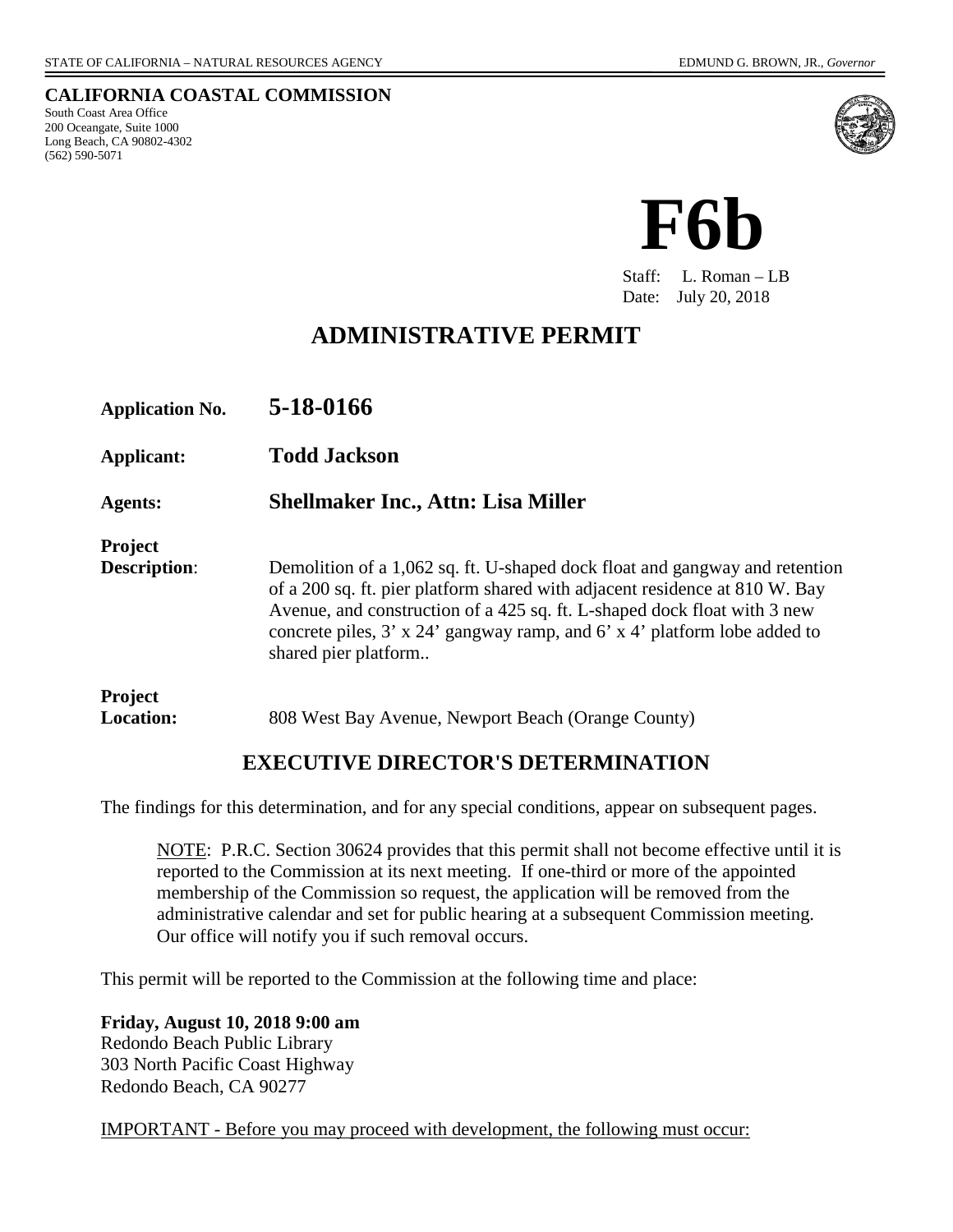STATE OF CALIFORNIA – NATURAL RESOURCES AGENCY EDMUND G. BROWN, JR., *Governor*

**CALIFORNIA COASTAL COMMISSION**
South Coast Area Office
200 Oceangate, Suite 1000
Long Beach, CA 90802-4302
(562) 590-5071

# F6b

Staff: L. Roman – LB
Date: July 20, 2018

# ADMINISTRATIVE PERMIT

**Application No.** **5-18-0166**

**Applicant:** **Todd Jackson**

**Agents:** **Shellmaker Inc., Attn: Lisa Miller**

**Project Description**: Demolition of a 1,062 sq. ft. U-shaped dock float and gangway and retention of a 200 sq. ft. pier platform shared with adjacent residence at 810 W. Bay Avenue, and construction of a 425 sq. ft. L-shaped dock float with 3 new concrete piles, 3' x 24' gangway ramp, and 6' x 4' platform lobe added to shared pier platform..

**Project Location:** 808 West Bay Avenue, Newport Beach (Orange County)

## EXECUTIVE DIRECTOR'S DETERMINATION

The findings for this determination, and for any special conditions, appear on subsequent pages.

NOTE: P.R.C. Section 30624 provides that this permit shall not become effective until it is reported to the Commission at its next meeting. If one-third or more of the appointed membership of the Commission so request, the application will be removed from the administrative calendar and set for public hearing at a subsequent Commission meeting. Our office will notify you if such removal occurs.

This permit will be reported to the Commission at the following time and place:

**Friday, August 10, 2018 9:00 am**
Redondo Beach Public Library
303 North Pacific Coast Highway
Redondo Beach, CA 90277

IMPORTANT - Before you may proceed with development, the following must occur: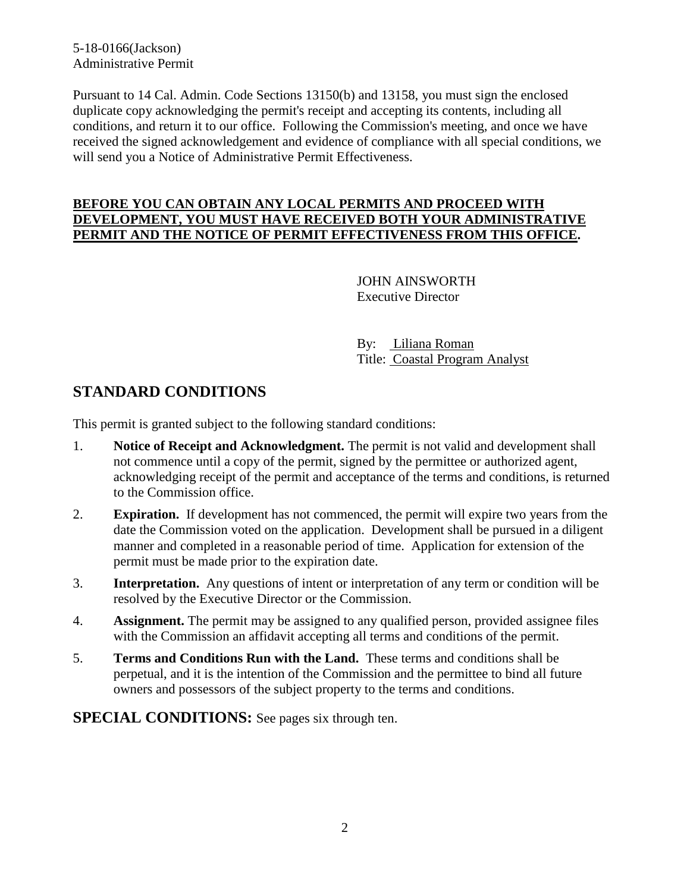Pursuant to 14 Cal. Admin. Code Sections 13150(b) and 13158, you must sign the enclosed duplicate copy acknowledging the permit's receipt and accepting its contents, including all conditions, and return it to our office. Following the Commission's meeting, and once we have received the signed acknowledgement and evidence of compliance with all special conditions, we will send you a Notice of Administrative Permit Effectiveness.

**BEFORE YOU CAN OBTAIN ANY LOCAL PERMITS AND PROCEED WITH DEVELOPMENT, YOU MUST HAVE RECEIVED BOTH YOUR ADMINISTRATIVE PERMIT AND THE NOTICE OF PERMIT EFFECTIVENESS FROM THIS OFFICE.**

JOHN AINSWORTH
Executive Director

By: Liliana Roman
Title: Coastal Program Analyst

## STANDARD CONDITIONS

This permit is granted subject to the following standard conditions:

1. **Notice of Receipt and Acknowledgment.** The permit is not valid and development shall not commence until a copy of the permit, signed by the permittee or authorized agent, acknowledging receipt of the permit and acceptance of the terms and conditions, is returned to the Commission office.
2. **Expiration.** If development has not commenced, the permit will expire two years from the date the Commission voted on the application. Development shall be pursued in a diligent manner and completed in a reasonable period of time. Application for extension of the permit must be made prior to the expiration date.
3. **Interpretation.** Any questions of intent or interpretation of any term or condition will be resolved by the Executive Director or the Commission.
4. **Assignment.** The permit may be assigned to any qualified person, provided assignee files with the Commission an affidavit accepting all terms and conditions of the permit.
5. **Terms and Conditions Run with the Land.** These terms and conditions shall be perpetual, and it is the intention of the Commission and the permittee to bind all future owners and possessors of the subject property to the terms and conditions.

## SPECIAL CONDITIONS: See pages six through ten.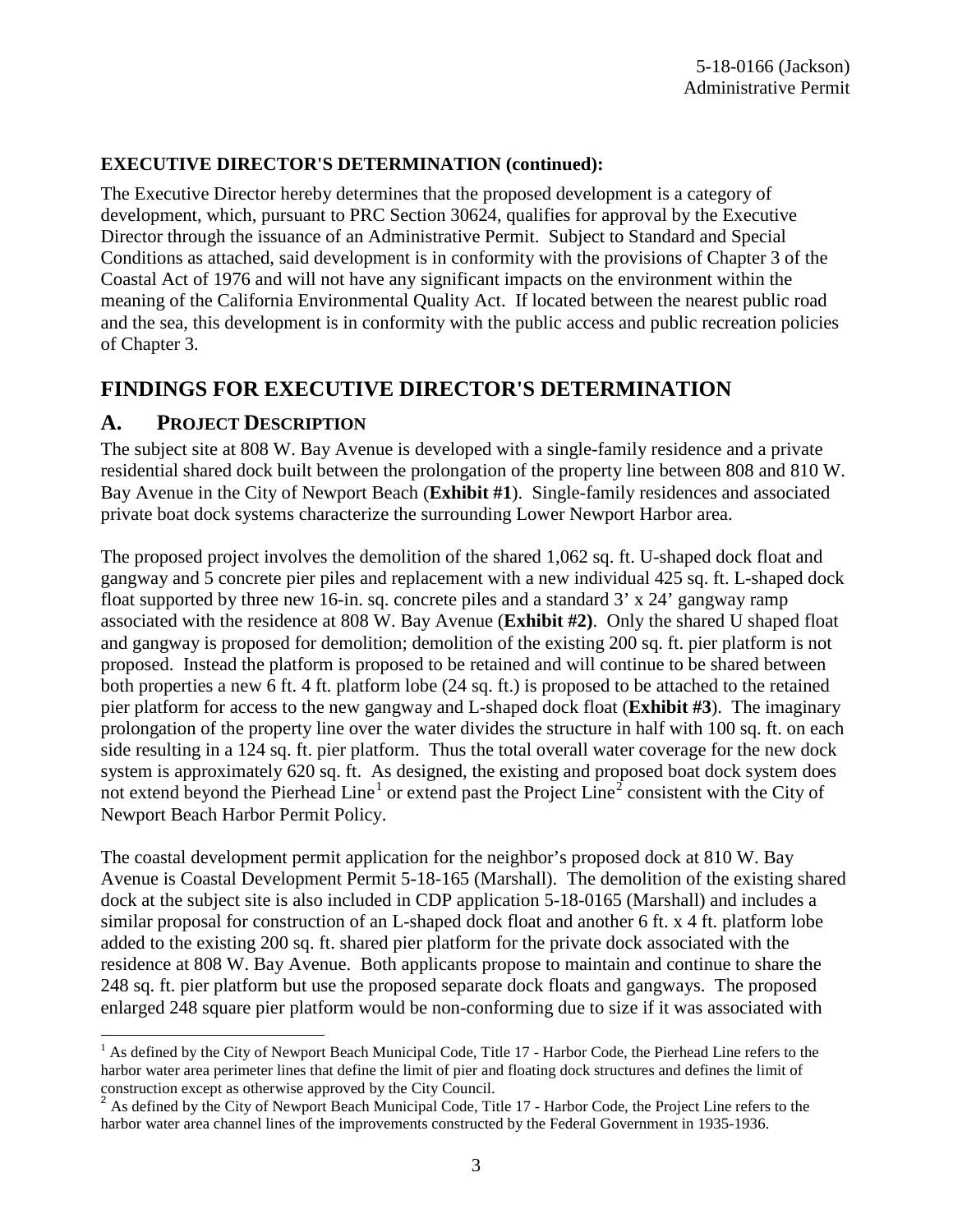**EXECUTIVE DIRECTOR'S DETERMINATION (continued):**

The Executive Director hereby determines that the proposed development is a category of development, which, pursuant to PRC Section 30624, qualifies for approval by the Executive Director through the issuance of an Administrative Permit. Subject to Standard and Special Conditions as attached, said development is in conformity with the provisions of Chapter 3 of the Coastal Act of 1976 and will not have any significant impacts on the environment within the meaning of the California Environmental Quality Act. If located between the nearest public road and the sea, this development is in conformity with the public access and public recreation policies of Chapter 3.

# FINDINGS FOR EXECUTIVE DIRECTOR'S DETERMINATION

## A. PROJECT DESCRIPTION

The subject site at 808 W. Bay Avenue is developed with a single-family residence and a private residential shared dock built between the prolongation of the property line between 808 and 810 W. Bay Avenue in the City of Newport Beach (**Exhibit #1**). Single-family residences and associated private boat dock systems characterize the surrounding Lower Newport Harbor area.

The proposed project involves the demolition of the shared 1,062 sq. ft. U-shaped dock float and gangway and 5 concrete pier piles and replacement with a new individual 425 sq. ft. L-shaped dock float supported by three new 16-in. sq. concrete piles and a standard 3' x 24' gangway ramp associated with the residence at 808 W. Bay Avenue (**Exhibit #2)**. Only the shared U shaped float and gangway is proposed for demolition; demolition of the existing 200 sq. ft. pier platform is not proposed. Instead the platform is proposed to be retained and will continue to be shared between both properties a new 6 ft. 4 ft. platform lobe (24 sq. ft.) is proposed to be attached to the retained pier platform for access to the new gangway and L-shaped dock float (**Exhibit #3**). The imaginary prolongation of the property line over the water divides the structure in half with 100 sq. ft. on each side resulting in a 124 sq. ft. pier platform. Thus the total overall water coverage for the new dock system is approximately 620 sq. ft. As designed, the existing and proposed boat dock system does not extend beyond the Pierhead Line[1] or extend past the Project Line[2] consistent with the City of Newport Beach Harbor Permit Policy.

The coastal development permit application for the neighbor's proposed dock at 810 W. Bay Avenue is Coastal Development Permit 5-18-165 (Marshall). The demolition of the existing shared dock at the subject site is also included in CDP application 5-18-0165 (Marshall) and includes a similar proposal for construction of an L-shaped dock float and another 6 ft. x 4 ft. platform lobe added to the existing 200 sq. ft. shared pier platform for the private dock associated with the residence at 808 W. Bay Avenue. Both applicants propose to maintain and continue to share the 248 sq. ft. pier platform but use the proposed separate dock floats and gangways. The proposed enlarged 248 square pier platform would be non-conforming due to size if it was associated with

---

[1] As defined by the City of Newport Beach Municipal Code, Title 17 - Harbor Code, the Pierhead Line refers to the harbor water area perimeter lines that define the limit of pier and floating dock structures and defines the limit of construction except as otherwise approved by the City Council.

[2] As defined by the City of Newport Beach Municipal Code, Title 17 - Harbor Code, the Project Line refers to the harbor water area channel lines of the improvements constructed by the Federal Government in 1935-1936.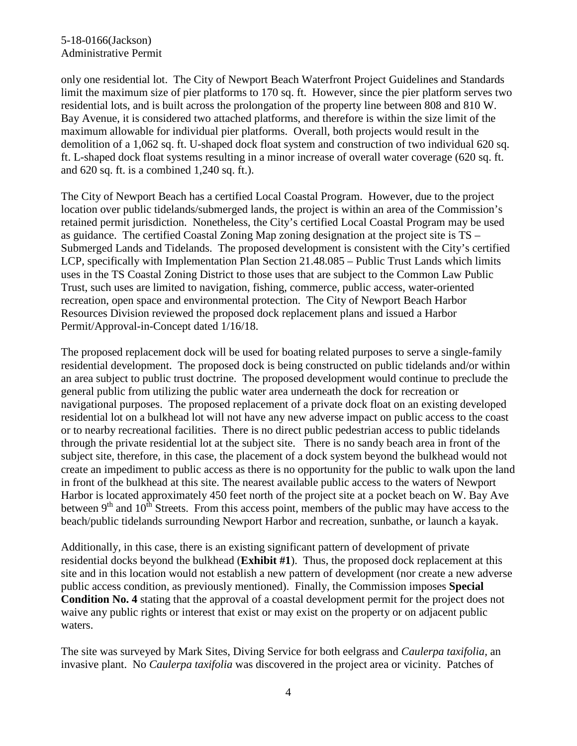only one residential lot. The City of Newport Beach Waterfront Project Guidelines and Standards limit the maximum size of pier platforms to 170 sq. ft. However, since the pier platform serves two residential lots, and is built across the prolongation of the property line between 808 and 810 W. Bay Avenue, it is considered two attached platforms, and therefore is within the size limit of the maximum allowable for individual pier platforms. Overall, both projects would result in the demolition of a 1,062 sq. ft. U-shaped dock float system and construction of two individual 620 sq. ft. L-shaped dock float systems resulting in a minor increase of overall water coverage (620 sq. ft. and 620 sq. ft. is a combined 1,240 sq. ft.).

The City of Newport Beach has a certified Local Coastal Program. However, due to the project location over public tidelands/submerged lands, the project is within an area of the Commission's retained permit jurisdiction. Nonetheless, the City's certified Local Coastal Program may be used as guidance. The certified Coastal Zoning Map zoning designation at the project site is TS – Submerged Lands and Tidelands. The proposed development is consistent with the City's certified LCP, specifically with Implementation Plan Section 21.48.085 – Public Trust Lands which limits uses in the TS Coastal Zoning District to those uses that are subject to the Common Law Public Trust, such uses are limited to navigation, fishing, commerce, public access, water-oriented recreation, open space and environmental protection. The City of Newport Beach Harbor Resources Division reviewed the proposed dock replacement plans and issued a Harbor Permit/Approval-in-Concept dated 1/16/18.

The proposed replacement dock will be used for boating related purposes to serve a single-family residential development. The proposed dock is being constructed on public tidelands and/or within an area subject to public trust doctrine. The proposed development would continue to preclude the general public from utilizing the public water area underneath the dock for recreation or navigational purposes. The proposed replacement of a private dock float on an existing developed residential lot on a bulkhead lot will not have any new adverse impact on public access to the coast or to nearby recreational facilities. There is no direct public pedestrian access to public tidelands through the private residential lot at the subject site. There is no sandy beach area in front of the subject site, therefore, in this case, the placement of a dock system beyond the bulkhead would not create an impediment to public access as there is no opportunity for the public to walk upon the land in front of the bulkhead at this site. The nearest available public access to the waters of Newport Harbor is located approximately 450 feet north of the project site at a pocket beach on W. Bay Ave between 9th and 10th Streets. From this access point, members of the public may have access to the beach/public tidelands surrounding Newport Harbor and recreation, sunbathe, or launch a kayak.

Additionally, in this case, there is an existing significant pattern of development of private residential docks beyond the bulkhead (**Exhibit #1**). Thus, the proposed dock replacement at this site and in this location would not establish a new pattern of development (nor create a new adverse public access condition, as previously mentioned). Finally, the Commission imposes **Special Condition No. 4** stating that the approval of a coastal development permit for the project does not waive any public rights or interest that exist or may exist on the property or on adjacent public waters.

The site was surveyed by Mark Sites, Diving Service for both eelgrass and *Caulerpa taxifolia*, an invasive plant. No *Caulerpa taxifolia* was discovered in the project area or vicinity. Patches of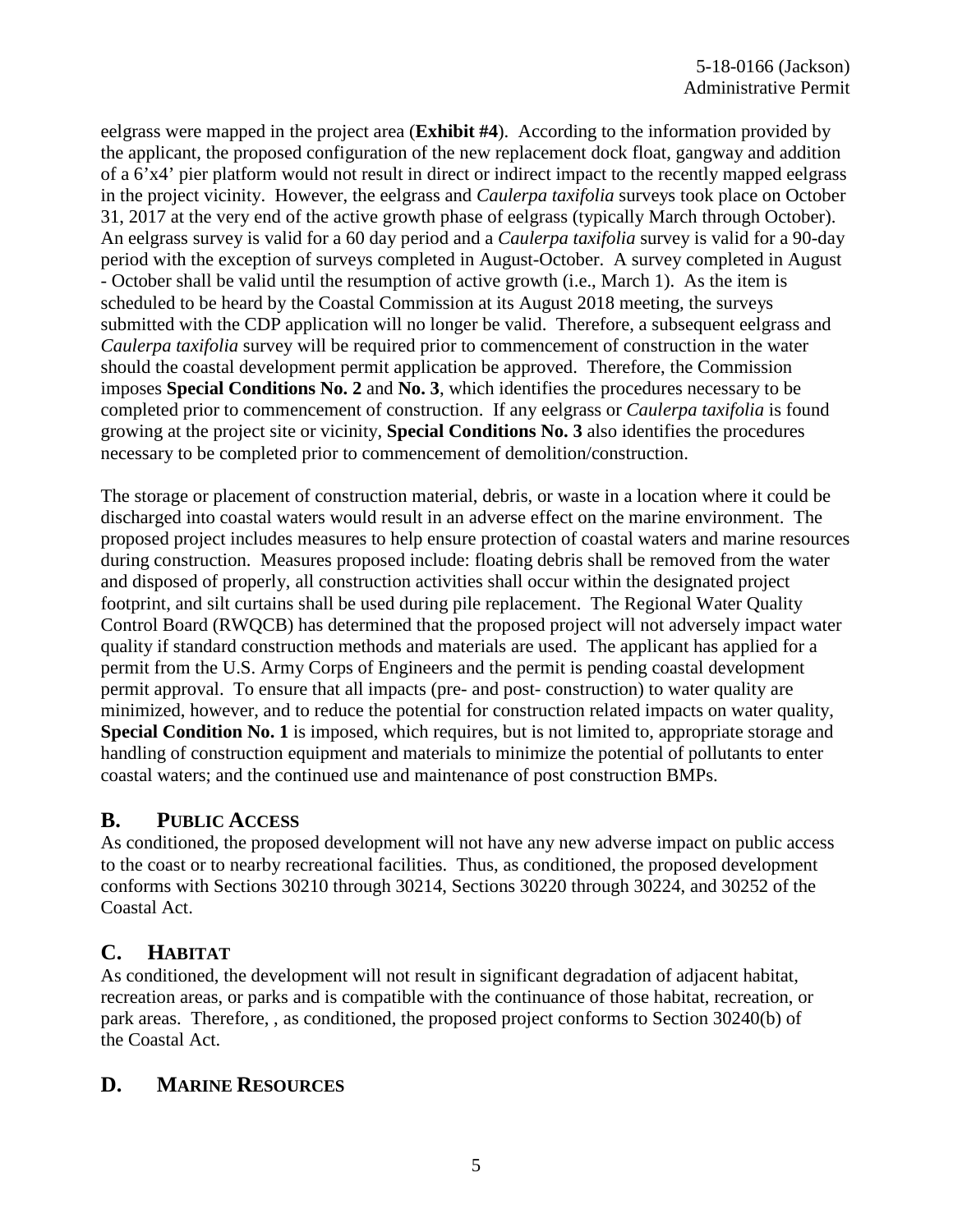eelgrass were mapped in the project area (**Exhibit #4**). According to the information provided by the applicant, the proposed configuration of the new replacement dock float, gangway and addition of a 6'x4' pier platform would not result in direct or indirect impact to the recently mapped eelgrass in the project vicinity. However, the eelgrass and *Caulerpa taxifolia* surveys took place on October 31, 2017 at the very end of the active growth phase of eelgrass (typically March through October). An eelgrass survey is valid for a 60 day period and a *Caulerpa taxifolia* survey is valid for a 90-day period with the exception of surveys completed in August-October. A survey completed in August - October shall be valid until the resumption of active growth (i.e., March 1). As the item is scheduled to be heard by the Coastal Commission at its August 2018 meeting, the surveys submitted with the CDP application will no longer be valid. Therefore, a subsequent eelgrass and *Caulerpa taxifolia* survey will be required prior to commencement of construction in the water should the coastal development permit application be approved. Therefore, the Commission imposes **Special Conditions No. 2** and **No. 3**, which identifies the procedures necessary to be completed prior to commencement of construction. If any eelgrass or *Caulerpa taxifolia* is found growing at the project site or vicinity, **Special Conditions No. 3** also identifies the procedures necessary to be completed prior to commencement of demolition/construction.

The storage or placement of construction material, debris, or waste in a location where it could be discharged into coastal waters would result in an adverse effect on the marine environment. The proposed project includes measures to help ensure protection of coastal waters and marine resources during construction. Measures proposed include: floating debris shall be removed from the water and disposed of properly, all construction activities shall occur within the designated project footprint, and silt curtains shall be used during pile replacement. The Regional Water Quality Control Board (RWQCB) has determined that the proposed project will not adversely impact water quality if standard construction methods and materials are used. The applicant has applied for a permit from the U.S. Army Corps of Engineers and the permit is pending coastal development permit approval. To ensure that all impacts (pre- and post- construction) to water quality are minimized, however, and to reduce the potential for construction related impacts on water quality, **Special Condition No. 1** is imposed, which requires, but is not limited to, appropriate storage and handling of construction equipment and materials to minimize the potential of pollutants to enter coastal waters; and the continued use and maintenance of post construction BMPs.

## B. PUBLIC ACCESS

As conditioned, the proposed development will not have any new adverse impact on public access to the coast or to nearby recreational facilities. Thus, as conditioned, the proposed development conforms with Sections 30210 through 30214, Sections 30220 through 30224, and 30252 of the Coastal Act.

## C. HABITAT

As conditioned, the development will not result in significant degradation of adjacent habitat, recreation areas, or parks and is compatible with the continuance of those habitat, recreation, or park areas. Therefore, , as conditioned, the proposed project conforms to Section 30240(b) of the Coastal Act.

## D. MARINE RESOURCES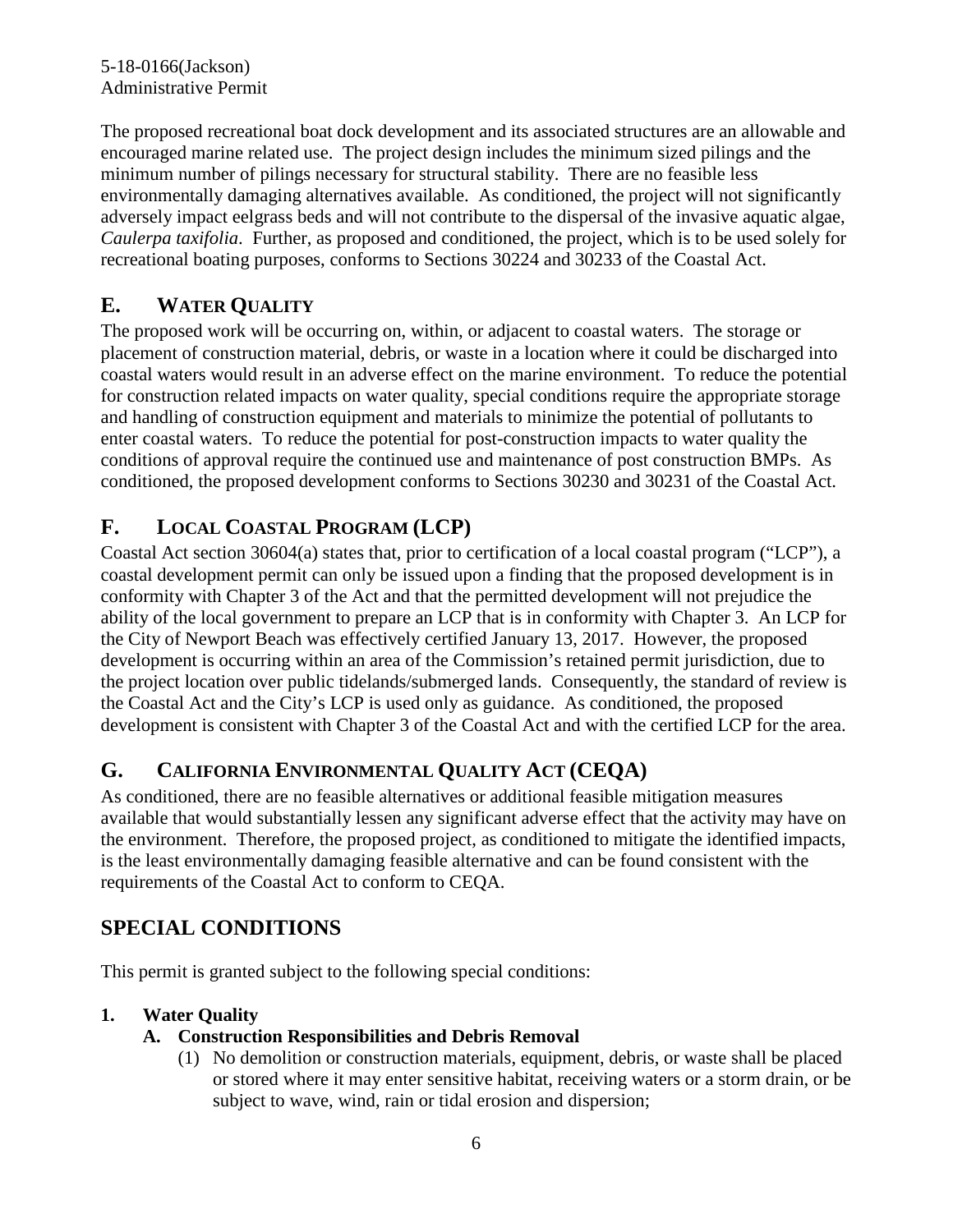The proposed recreational boat dock development and its associated structures are an allowable and encouraged marine related use. The project design includes the minimum sized pilings and the minimum number of pilings necessary for structural stability. There are no feasible less environmentally damaging alternatives available. As conditioned, the project will not significantly adversely impact eelgrass beds and will not contribute to the dispersal of the invasive aquatic algae, *Caulerpa taxifolia*. Further, as proposed and conditioned, the project, which is to be used solely for recreational boating purposes, conforms to Sections 30224 and 30233 of the Coastal Act.

## E. WATER QUALITY

The proposed work will be occurring on, within, or adjacent to coastal waters. The storage or placement of construction material, debris, or waste in a location where it could be discharged into coastal waters would result in an adverse effect on the marine environment. To reduce the potential for construction related impacts on water quality, special conditions require the appropriate storage and handling of construction equipment and materials to minimize the potential of pollutants to enter coastal waters. To reduce the potential for post-construction impacts to water quality the conditions of approval require the continued use and maintenance of post construction BMPs. As conditioned, the proposed development conforms to Sections 30230 and 30231 of the Coastal Act.

## F. LOCAL COASTAL PROGRAM (LCP)

Coastal Act section 30604(a) states that, prior to certification of a local coastal program ("LCP"), a coastal development permit can only be issued upon a finding that the proposed development is in conformity with Chapter 3 of the Act and that the permitted development will not prejudice the ability of the local government to prepare an LCP that is in conformity with Chapter 3. An LCP for the City of Newport Beach was effectively certified January 13, 2017. However, the proposed development is occurring within an area of the Commission's retained permit jurisdiction, due to the project location over public tidelands/submerged lands. Consequently, the standard of review is the Coastal Act and the City's LCP is used only as guidance. As conditioned, the proposed development is consistent with Chapter 3 of the Coastal Act and with the certified LCP for the area.

## G. CALIFORNIA ENVIRONMENTAL QUALITY ACT (CEQA)

As conditioned, there are no feasible alternatives or additional feasible mitigation measures available that would substantially lessen any significant adverse effect that the activity may have on the environment. Therefore, the proposed project, as conditioned to mitigate the identified impacts, is the least environmentally damaging feasible alternative and can be found consistent with the requirements of the Coastal Act to conform to CEQA.

# SPECIAL CONDITIONS

This permit is granted subject to the following special conditions:

**1. Water Quality**

**A. Construction Responsibilities and Debris Removal**

(1) No demolition or construction materials, equipment, debris, or waste shall be placed or stored where it may enter sensitive habitat, receiving waters or a storm drain, or be subject to wave, wind, rain or tidal erosion and dispersion;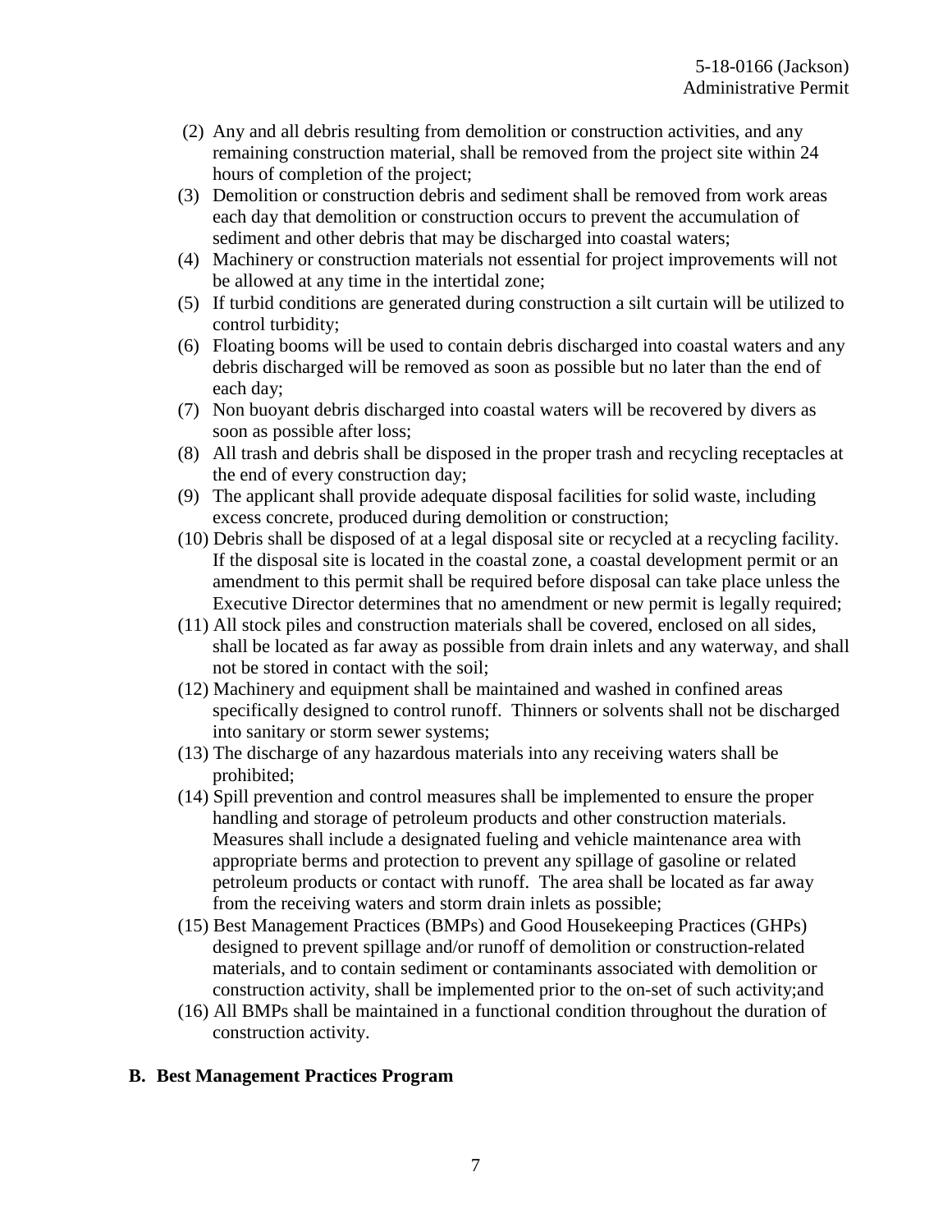(2) Any and all debris resulting from demolition or construction activities, and any remaining construction material, shall be removed from the project site within 24 hours of completion of the project;

(3) Demolition or construction debris and sediment shall be removed from work areas each day that demolition or construction occurs to prevent the accumulation of sediment and other debris that may be discharged into coastal waters;

(4) Machinery or construction materials not essential for project improvements will not be allowed at any time in the intertidal zone;

(5) If turbid conditions are generated during construction a silt curtain will be utilized to control turbidity;

(6) Floating booms will be used to contain debris discharged into coastal waters and any debris discharged will be removed as soon as possible but no later than the end of each day;

(7) Non buoyant debris discharged into coastal waters will be recovered by divers as soon as possible after loss;

(8) All trash and debris shall be disposed in the proper trash and recycling receptacles at the end of every construction day;

(9) The applicant shall provide adequate disposal facilities for solid waste, including excess concrete, produced during demolition or construction;

(10) Debris shall be disposed of at a legal disposal site or recycled at a recycling facility. If the disposal site is located in the coastal zone, a coastal development permit or an amendment to this permit shall be required before disposal can take place unless the Executive Director determines that no amendment or new permit is legally required;

(11) All stock piles and construction materials shall be covered, enclosed on all sides, shall be located as far away as possible from drain inlets and any waterway, and shall not be stored in contact with the soil;

(12) Machinery and equipment shall be maintained and washed in confined areas specifically designed to control runoff. Thinners or solvents shall not be discharged into sanitary or storm sewer systems;

(13) The discharge of any hazardous materials into any receiving waters shall be prohibited;

(14) Spill prevention and control measures shall be implemented to ensure the proper handling and storage of petroleum products and other construction materials. Measures shall include a designated fueling and vehicle maintenance area with appropriate berms and protection to prevent any spillage of gasoline or related petroleum products or contact with runoff. The area shall be located as far away from the receiving waters and storm drain inlets as possible;

(15) Best Management Practices (BMPs) and Good Housekeeping Practices (GHPs) designed to prevent spillage and/or runoff of demolition or construction-related materials, and to contain sediment or contaminants associated with demolition or construction activity, shall be implemented prior to the on-set of such activity;and

(16) All BMPs shall be maintained in a functional condition throughout the duration of construction activity.

**B. Best Management Practices Program**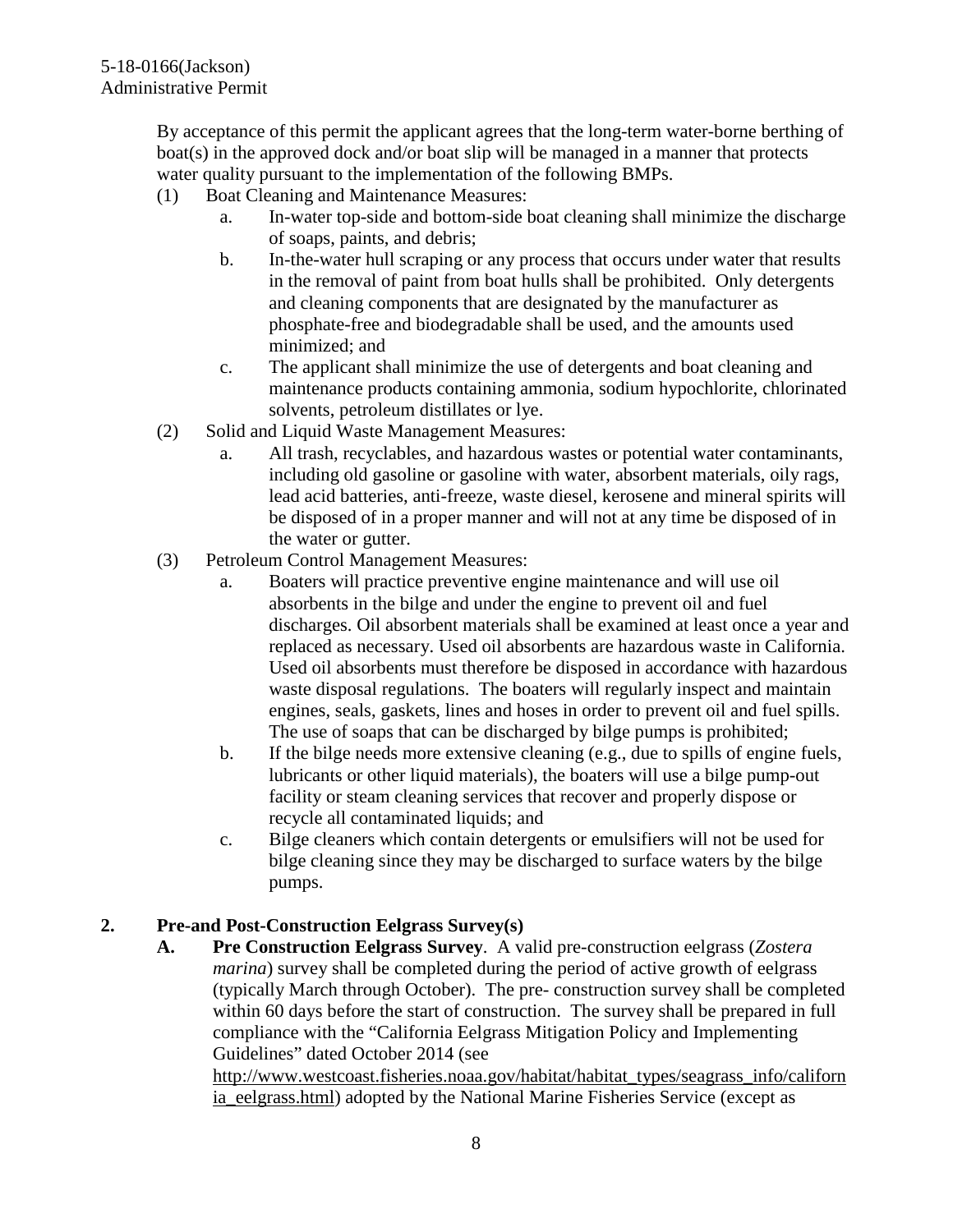By acceptance of this permit the applicant agrees that the long-term water-borne berthing of boat(s) in the approved dock and/or boat slip will be managed in a manner that protects water quality pursuant to the implementation of the following BMPs.

(1) Boat Cleaning and Maintenance Measures:

a. In-water top-side and bottom-side boat cleaning shall minimize the discharge of soaps, paints, and debris;

b. In-the-water hull scraping or any process that occurs under water that results in the removal of paint from boat hulls shall be prohibited. Only detergents and cleaning components that are designated by the manufacturer as phosphate-free and biodegradable shall be used, and the amounts used minimized; and

c. The applicant shall minimize the use of detergents and boat cleaning and maintenance products containing ammonia, sodium hypochlorite, chlorinated solvents, petroleum distillates or lye.

(2) Solid and Liquid Waste Management Measures:

a. All trash, recyclables, and hazardous wastes or potential water contaminants, including old gasoline or gasoline with water, absorbent materials, oily rags, lead acid batteries, anti-freeze, waste diesel, kerosene and mineral spirits will be disposed of in a proper manner and will not at any time be disposed of in the water or gutter.

(3) Petroleum Control Management Measures:

a. Boaters will practice preventive engine maintenance and will use oil absorbents in the bilge and under the engine to prevent oil and fuel discharges. Oil absorbent materials shall be examined at least once a year and replaced as necessary. Used oil absorbents are hazardous waste in California. Used oil absorbents must therefore be disposed in accordance with hazardous waste disposal regulations. The boaters will regularly inspect and maintain engines, seals, gaskets, lines and hoses in order to prevent oil and fuel spills. The use of soaps that can be discharged by bilge pumps is prohibited;

b. If the bilge needs more extensive cleaning (e.g., due to spills of engine fuels, lubricants or other liquid materials), the boaters will use a bilge pump-out facility or steam cleaning services that recover and properly dispose or recycle all contaminated liquids; and

c. Bilge cleaners which contain detergents or emulsifiers will not be used for bilge cleaning since they may be discharged to surface waters by the bilge pumps.

**2. Pre-and Post-Construction Eelgrass Survey(s)**

**A. Pre Construction Eelgrass Survey**. A valid pre-construction eelgrass (*Zostera marina*) survey shall be completed during the period of active growth of eelgrass (typically March through October). The pre- construction survey shall be completed within 60 days before the start of construction. The survey shall be prepared in full compliance with the "California Eelgrass Mitigation Policy and Implementing Guidelines" dated October 2014 (see http://www.westcoast.fisheries.noaa.gov/habitat/habitat_types/seagrass_info/california_eelgrass.html) adopted by the National Marine Fisheries Service (except as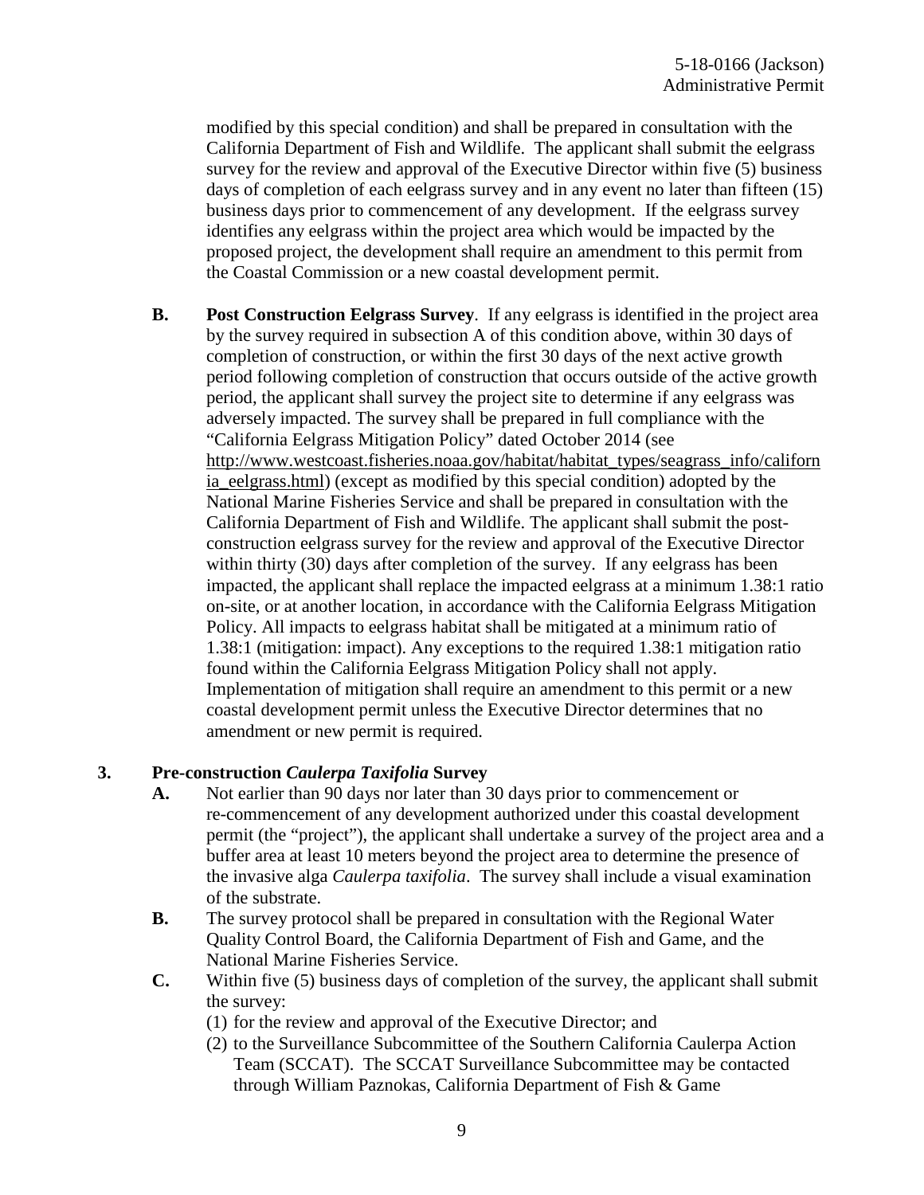modified by this special condition) and shall be prepared in consultation with the California Department of Fish and Wildlife. The applicant shall submit the eelgrass survey for the review and approval of the Executive Director within five (5) business days of completion of each eelgrass survey and in any event no later than fifteen (15) business days prior to commencement of any development. If the eelgrass survey identifies any eelgrass within the project area which would be impacted by the proposed project, the development shall require an amendment to this permit from the Coastal Commission or a new coastal development permit.

**B. Post Construction Eelgrass Survey**. If any eelgrass is identified in the project area by the survey required in subsection A of this condition above, within 30 days of completion of construction, or within the first 30 days of the next active growth period following completion of construction that occurs outside of the active growth period, the applicant shall survey the project site to determine if any eelgrass was adversely impacted. The survey shall be prepared in full compliance with the "California Eelgrass Mitigation Policy" dated October 2014 (see http://www.westcoast.fisheries.noaa.gov/habitat/habitat_types/seagrass_info/california_eelgrass.html) (except as modified by this special condition) adopted by the National Marine Fisheries Service and shall be prepared in consultation with the California Department of Fish and Wildlife. The applicant shall submit the post-construction eelgrass survey for the review and approval of the Executive Director within thirty (30) days after completion of the survey. If any eelgrass has been impacted, the applicant shall replace the impacted eelgrass at a minimum 1.38:1 ratio on-site, or at another location, in accordance with the California Eelgrass Mitigation Policy. All impacts to eelgrass habitat shall be mitigated at a minimum ratio of 1.38:1 (mitigation: impact). Any exceptions to the required 1.38:1 mitigation ratio found within the California Eelgrass Mitigation Policy shall not apply. Implementation of mitigation shall require an amendment to this permit or a new coastal development permit unless the Executive Director determines that no amendment or new permit is required.

**3. Pre-construction *Caulerpa Taxifolia* Survey**

**A.** Not earlier than 90 days nor later than 30 days prior to commencement or re-commencement of any development authorized under this coastal development permit (the "project"), the applicant shall undertake a survey of the project area and a buffer area at least 10 meters beyond the project area to determine the presence of the invasive alga *Caulerpa taxifolia*. The survey shall include a visual examination of the substrate.

**B.** The survey protocol shall be prepared in consultation with the Regional Water Quality Control Board, the California Department of Fish and Game, and the National Marine Fisheries Service.

**C.** Within five (5) business days of completion of the survey, the applicant shall submit the survey:

(1) for the review and approval of the Executive Director; and

(2) to the Surveillance Subcommittee of the Southern California Caulerpa Action Team (SCCAT). The SCCAT Surveillance Subcommittee may be contacted through William Paznokas, California Department of Fish & Game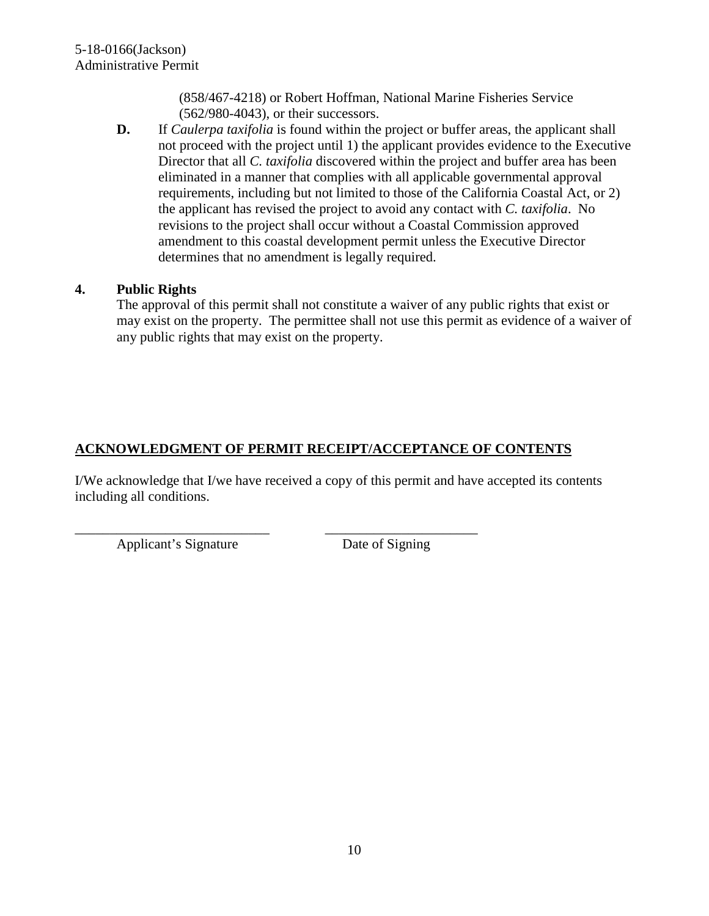(858/467-4218) or Robert Hoffman, National Marine Fisheries Service (562/980-4043), or their successors.

**D.** If *Caulerpa taxifolia* is found within the project or buffer areas, the applicant shall not proceed with the project until 1) the applicant provides evidence to the Executive Director that all *C. taxifolia* discovered within the project and buffer area has been eliminated in a manner that complies with all applicable governmental approval requirements, including but not limited to those of the California Coastal Act, or 2) the applicant has revised the project to avoid any contact with *C. taxifolia*. No revisions to the project shall occur without a Coastal Commission approved amendment to this coastal development permit unless the Executive Director determines that no amendment is legally required.

**4. Public Rights**

The approval of this permit shall not constitute a waiver of any public rights that exist or may exist on the property. The permittee shall not use this permit as evidence of a waiver of any public rights that may exist on the property.

## ACKNOWLEDGMENT OF PERMIT RECEIPT/ACCEPTANCE OF CONTENTS

I/We acknowledge that I/we have received a copy of this permit and have accepted its contents including all conditions.

\_\_\_\_\_\_\_\_\_\_\_\_\_\_\_\_\_\_\_\_\_\_\_\_\_\_\_\_ \_\_\_\_\_\_\_\_\_\_\_\_\_\_\_\_\_\_\_\_\_\_

Applicant's Signature Date of Signing